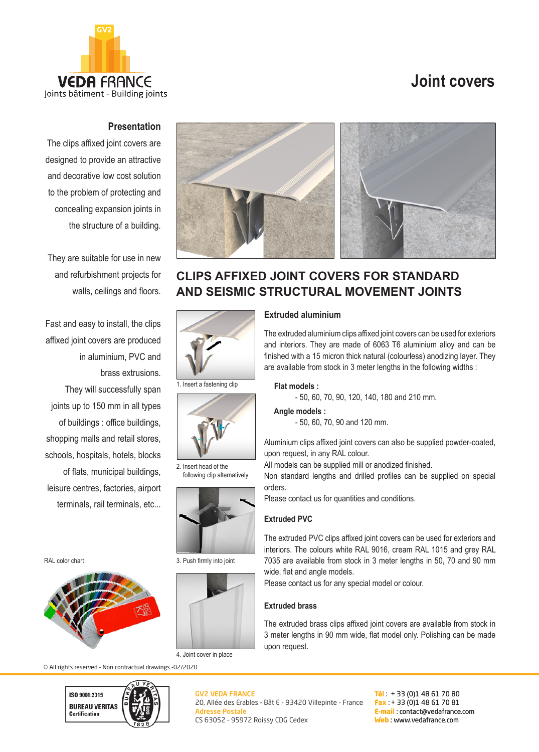GV2

VEDA FRANCE

Joints bâtiment - Building joints

# Joint covers

## Presentation

The clips affixed joint covers are designed to provide an attractive and decorative low cost solution to the problem of protecting and concealing expansion joints in the structure of a building.

They are suitable for use in new and refurbishment projects for walls, ceilings and floors.

Fast and easy to install, the clips affixed joint covers are produced in aluminium, PVC and brass extrusions.

They will successfully span joints up to 150 mm in all types of buildings : office buildings, shopping malls and retail stores, schools, hospitals, hotels, blocks of flats, municipal buildings, leisure centres, factories, airport terminals, rail terminals, etc...

RAL color chart

## CLIPS AFFIXED JOINT COVERS FOR STANDARD AND SEISMIC STRUCTURAL MOVEMENT JOINTS

1. Insert a fastening clip

2. Insert head of the following clip alternatively

3. Push firmly into joint

4. Joint cover in place

### Extruded aluminium

The extruded aluminium clips affixed joint covers can be used for exteriors and interiors. They are made of 6063 T6 aluminium alloy and can be finished with a 15 micron thick natural (colourless) anodizing layer. They are available from stock in 3 meter lengths in the following widths :

**Flat models :**

- 50, 60, 70, 90, 120, 140, 180 and 210 mm.

**Angle models :**

- 50, 60, 70, 90 and 120 mm.

Aluminium clips affixed joint covers can also be supplied powder-coated, upon request, in any RAL colour.
All models can be supplied mill or anodized finished.
Non standard lengths and drilled profiles can be supplied on special orders.
Please contact us for quantities and conditions.

### Extruded PVC

The extruded PVC clips affixed joint covers can be used for exteriors and interiors. The colours white RAL 9016, cream RAL 1015 and grey RAL 7035 are available from stock in 3 meter lengths in 50, 70 and 90 mm wide, flat and angle models.
Please contact us for any special model or colour.

### Extruded brass

The extruded brass clips affixed joint covers are available from stock in 3 meter lengths in 90 mm wide, flat model only. Polishing can be made upon request.

© All rights reserved - Non contractual drawings -02/2020

ISO 9001:2015
BUREAU VERITAS
Certification

GV2 VEDA FRANCE
20, Allée des Erables - Bât E - 93420 Villepinte - France
Adresse Postale
CS 63052 - 95972 Roissy CDG Cedex

Tél : + 33 (0)1 48 61 70 80
Fax : + 33 (0)1 48 61 70 81
E-mail : contact@vedafrance.com
Web : www.vedafrance.com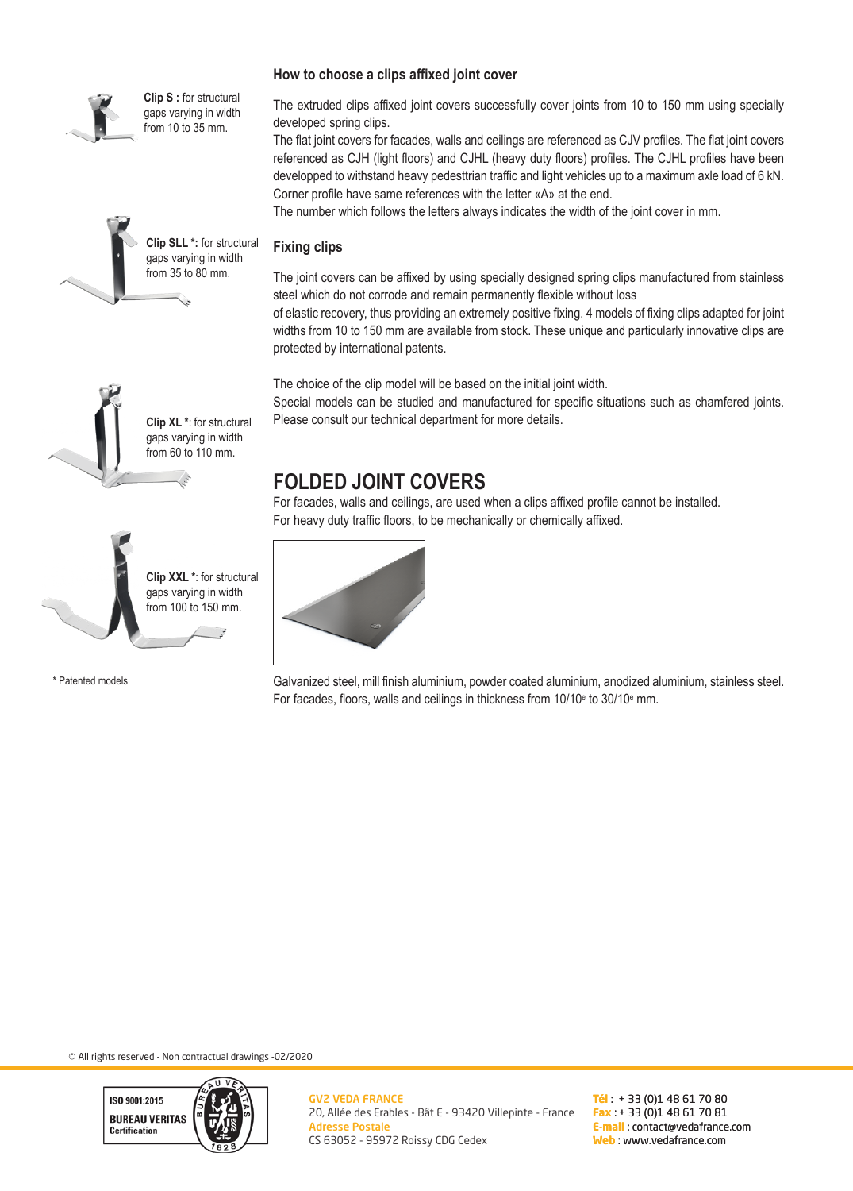**Clip S :** for structural gaps varying in width from 10 to 35 mm.

**Clip SLL *:** for structural gaps varying in width from 35 to 80 mm.

**Clip XL *:** for structural gaps varying in width from 60 to 110 mm.

**Clip XXL *:** for structural gaps varying in width from 100 to 150 mm.

\* Patented models

### How to choose a clips affixed joint cover

The extruded clips affixed joint covers successfully cover joints from 10 to 150 mm using specially developed spring clips.

The flat joint covers for facades, walls and ceilings are referenced as CJV profiles. The flat joint covers referenced as CJH (light floors) and CJHL (heavy duty floors) profiles. The CJHL profiles have been developped to withstand heavy pedesttrian traffic and light vehicles up to a maximum axle load of 6 kN.

Corner profile have same references with the letter «A» at the end.

The number which follows the letters always indicates the width of the joint cover in mm.

### Fixing clips

The joint covers can be affixed by using specially designed spring clips manufactured from stainless steel which do not corrode and remain permanently flexible without loss of elastic recovery, thus providing an extremely positive fixing. 4 models of fixing clips adapted for joint widths from 10 to 150 mm are available from stock. These unique and particularly innovative clips are protected by international patents.

The choice of the clip model will be based on the initial joint width.

Special models can be studied and manufactured for specific situations such as chamfered joints. Please consult our technical department for more details.

## FOLDED JOINT COVERS

For facades, walls and ceilings, are used when a clips affixed profile cannot be installed.

For heavy duty traffic floors, to be mechanically or chemically affixed.

Galvanized steel, mill finish aluminium, powder coated aluminium, anodized aluminium, stainless steel.

For facades, floors, walls and ceilings in thickness from 10/10$^e$ to 30/10$^e$ mm.

© All rights reserved - Non contractual drawings -02/2020

ISO 9001:2015
BUREAU VERITAS
Certification

GV2 VEDA FRANCE
20, Allée des Erables - Bât E - 93420 Villepinte - France
Adresse Postale
CS 63052 - 95972 Roissy CDG Cedex

Tél : + 33 (0)1 48 61 70 80
Fax : + 33 (0)1 48 61 70 81
E-mail : contact@vedafrance.com
Web : www.vedafrance.com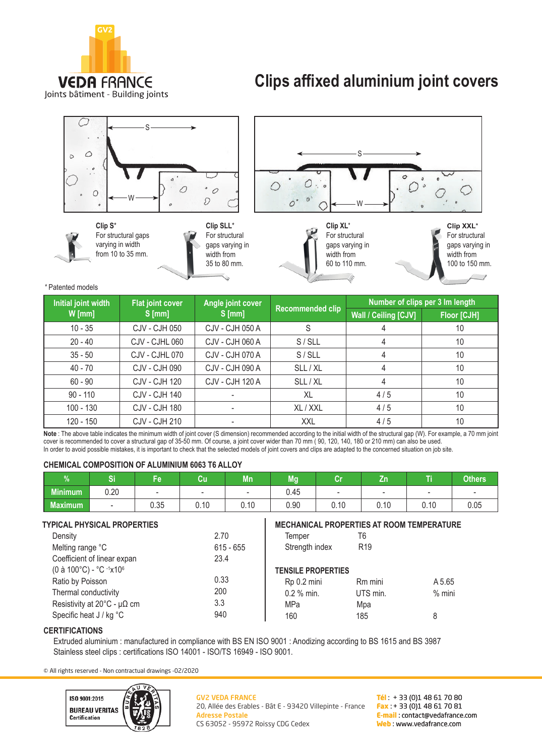VEDA FRANCE
Joints bâtiment - Building joints

# Clips affixed aluminium joint covers

S
W

S
W

**Clip S***
For structural gaps varying in width from 10 to 35 mm.

**Clip SLL***
For structural gaps varying in width from 35 to 80 mm.

**Clip XL***
For structural gaps varying in width from 60 to 110 mm.

**Clip XXL***
For structural gaps varying in width from 100 to 150 mm.

* Patented models

| Initial joint width W [mm] | Flat joint cover S [mm] | Angle joint cover S [mm] | Recommended clip | Number of clips per 3 lm length | |
|---|---|---|---|---|---|
| | | | | Wall / Ceiling [CJV] | Floor [CJH] |
| 10 - 35 | CJV - CJH 050 | CJV - CJH 050 A | S | 4 | 10 |
| 20 - 40 | CJV - CJHL 060 | CJV - CJH 060 A | S / SLL | 4 | 10 |
| 35 - 50 | CJV - CJHL 070 | CJV - CJH 070 A | S / SLL | 4 | 10 |
| 40 - 70 | CJV - CJH 090 | CJV - CJH 090 A | SLL / XL | 4 | 10 |
| 60 - 90 | CJV - CJH 120 | CJV - CJH 120 A | SLL / XL | 4 | 10 |
| 90 - 110 | CJV - CJH 140 | - | XL | 4 / 5 | 10 |
| 100 - 130 | CJV - CJH 180 | - | XL / XXL | 4 / 5 | 10 |
| 120 - 150 | CJV - CJH 210 | - | XXL | 4 / 5 | 10 |

**Note** : The above table indicates the minimum width of joint cover (S dimension) recommended according to the initial width of the structural gap (W). For example, a 70 mm joint cover is recommended to cover a structural gap of 35-50 mm. Of course, a joint cover wider than 70 mm ( 90, 120, 140, 180 or 210 mm) can also be used.
In order to avoid possible mistakes, it is important to check that the selected models of joint covers and clips are adapted to the concerned situation on job site.

## CHEMICAL COMPOSITION OF ALUMINIUM 6063 T6 ALLOY

| % | Si | Fe | Cu | Mn | Mg | Cr | Zn | Ti | Others |
|---|---|---|---|---|---|---|---|---|---|
| Minimum | 0.20 | - | - | - | 0.45 | - | - | - | - |
| Maximum | - | 0.35 | 0.10 | 0.10 | 0.90 | 0.10 | 0.10 | 0.10 | 0.05 |

## TYPICAL PHYSICAL PROPERTIES

| | |
|---|---|
| Density | 2.70 |
| Melting range °C | 615 - 655 |
| Coefficient of linear expan (0 à 100°C) - °C $^{-1}$x10$^{6}$ | 23.4 |
| Ratio by Poisson | 0.33 |
| Thermal conductivity | 200 |
| Resistivity at 20°C - µΩ cm | 3.3 |
| Specific heat J / kg °C | 940 |

## MECHANICAL PROPERTIES AT ROOM TEMPERATURE

| | |
|---|---|
| Temper | T6 |
| Strength index | R19 |

## TENSILE PROPERTIES

| Rp 0.2 mini 0.2 % min. MPa | Rm mini UTS min. Mpa | A 5.65 % mini |
|---|---|---|
| 160 | 185 | 8 |

## CERTIFICATIONS

Extruded aluminium : manufactured in compliance with BS EN ISO 9001 : Anodizing according to BS 1615 and BS 3987
Stainless steel clips : certifications ISO 14001 - ISO/TS 16949 - ISO 9001.

© All rights reserved - Non contractual drawings -02/2020

ISO 9001:2015
BUREAU VERITAS Certification

GV2 VEDA FRANCE
20, Allée des Erables - Bât E - 93420 Villepinte - France
Adresse Postale
CS 63052 - 95972 Roissy CDG Cedex

Tél : + 33 (0)1 48 61 70 80
Fax : + 33 (0)1 48 61 70 81
E-mail : contact@vedafrance.com
Web : www.vedafrance.com